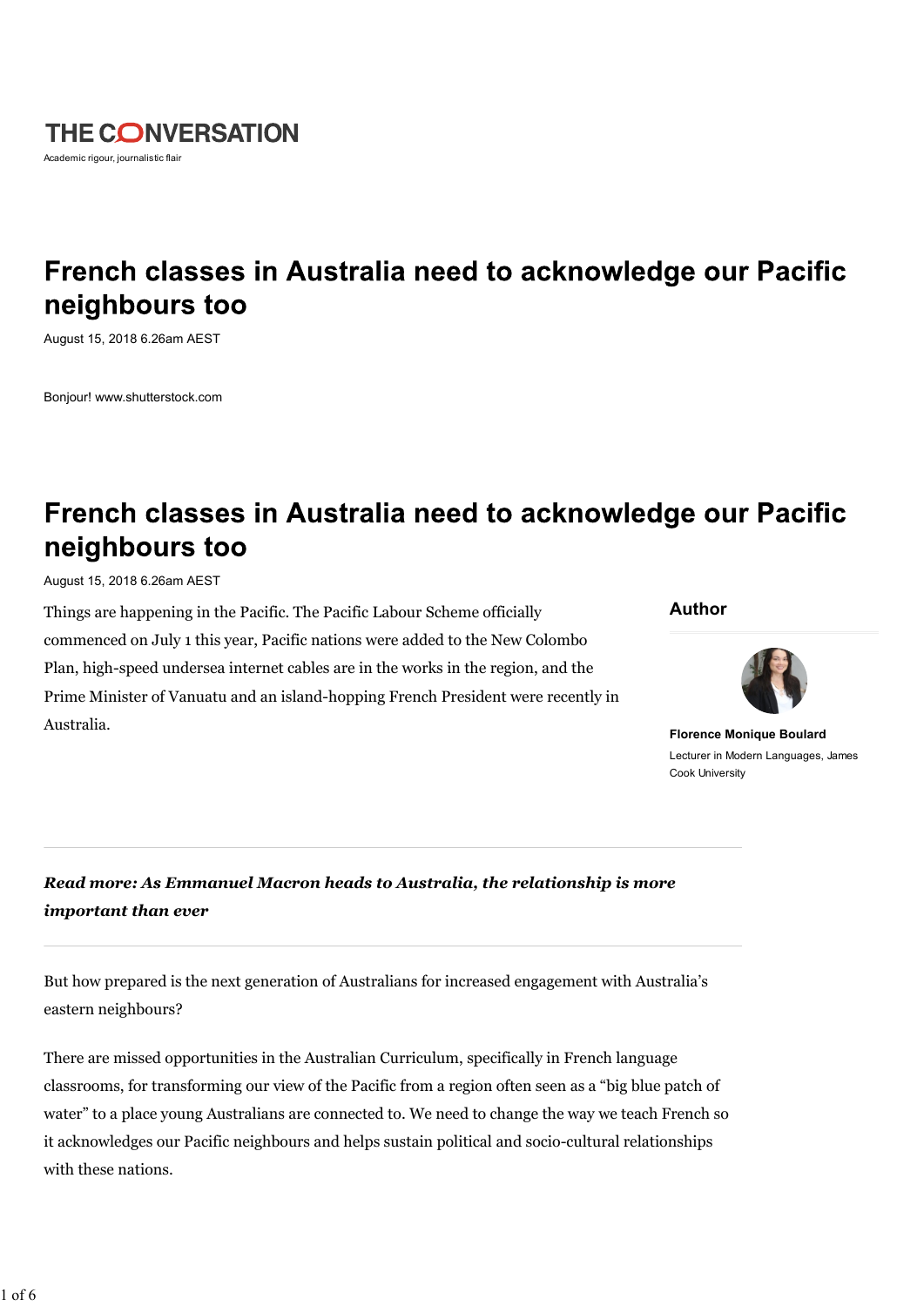THE CONVERSATION

Academic rigour, journalistic flair

# French classes in Australia need to acknowledge our Pacific neighbours too

August 15, 2018 6.26am AEST

Bonjour! www.shutterstock.com

# French classes in Australia need to acknowledge our Pacific neighbours too

August 15, 2018 6.26am AEST

**Author**

**Florence Monique Boulard**

Lecturer in Modern Languages, James Cook University

Things are happening in the Pacific. The Pacific Labour Scheme officially commenced on July 1 this year, Pacific nations were added to the New Colombo Plan, high-speed undersea internet cables are in the works in the region, and the Prime Minister of Vanuatu and an island-hopping French President were recently in Australia.

***Read more: As Emmanuel Macron heads to Australia, the relationship is more important than ever***

But how prepared is the next generation of Australians for increased engagement with Australia's eastern neighbours?

There are missed opportunities in the Australian Curriculum, specifically in French language classrooms, for transforming our view of the Pacific from a region often seen as a "big blue patch of water" to a place young Australians are connected to. We need to change the way we teach French so it acknowledges our Pacific neighbours and helps sustain political and socio-cultural relationships with these nations.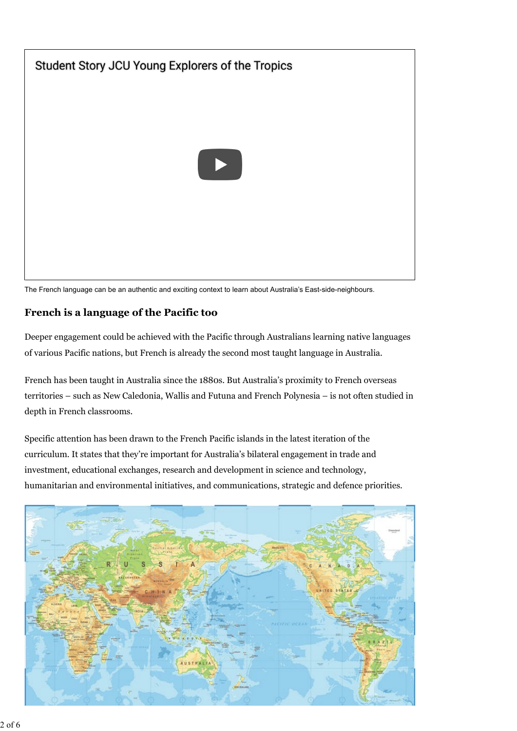Student Story JCU Young Explorers of the Tropics

The French language can be an authentic and exciting context to learn about Australia's East-side-neighbours.

### French is a language of the Pacific too

Deeper engagement could be achieved with the Pacific through Australians learning native languages of various Pacific nations, but French is already the second most taught language in Australia.

French has been taught in Australia since the 1880s. But Australia's proximity to French overseas territories – such as New Caledonia, Wallis and Futuna and French Polynesia – is not often studied in depth in French classrooms.

Specific attention has been drawn to the French Pacific islands in the latest iteration of the curriculum. It states that they're important for Australia's bilateral engagement in trade and investment, educational exchanges, research and development in science and technology, humanitarian and environmental initiatives, and communications, strategic and defence priorities.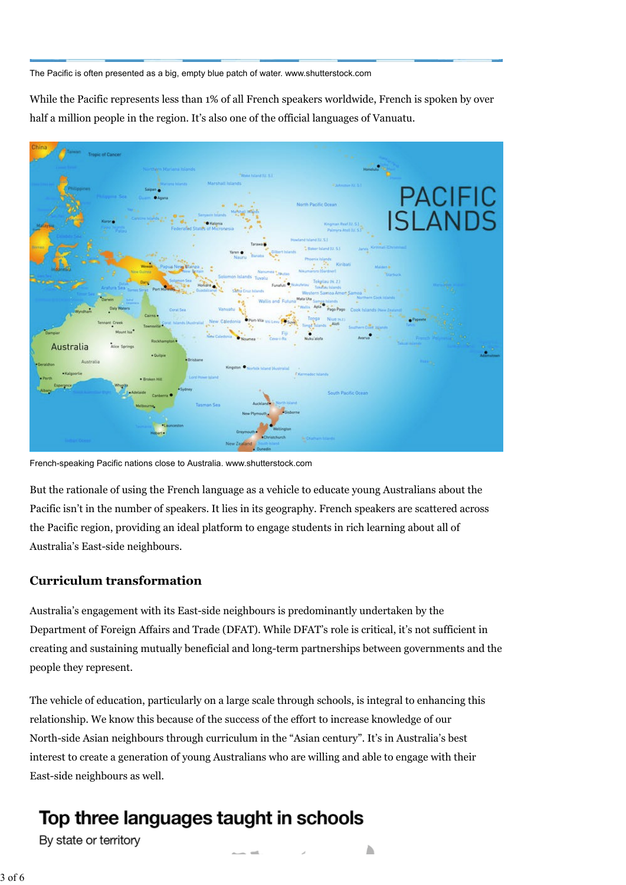The Pacific is often presented as a big, empty blue patch of water. www.shutterstock.com

While the Pacific represents less than 1% of all French speakers worldwide, French is spoken by over half a million people in the region. It's also one of the official languages of Vanuatu.

French-speaking Pacific nations close to Australia. www.shutterstock.com

But the rationale of using the French language as a vehicle to educate young Australians about the Pacific isn't in the number of speakers. It lies in its geography. French speakers are scattered across the Pacific region, providing an ideal platform to engage students in rich learning about all of Australia's East-side neighbours.

## Curriculum transformation

Australia's engagement with its East-side neighbours is predominantly undertaken by the Department of Foreign Affairs and Trade (DFAT). While DFAT's role is critical, it's not sufficient in creating and sustaining mutually beneficial and long-term partnerships between governments and the people they represent.

The vehicle of education, particularly on a large scale through schools, is integral to enhancing this relationship. We know this because of the success of the effort to increase knowledge of our North-side Asian neighbours through curriculum in the "Asian century". It's in Australia's best interest to create a generation of young Australians who are willing and able to engage with their East-side neighbours as well.

## Top three languages taught in schools

By state or territory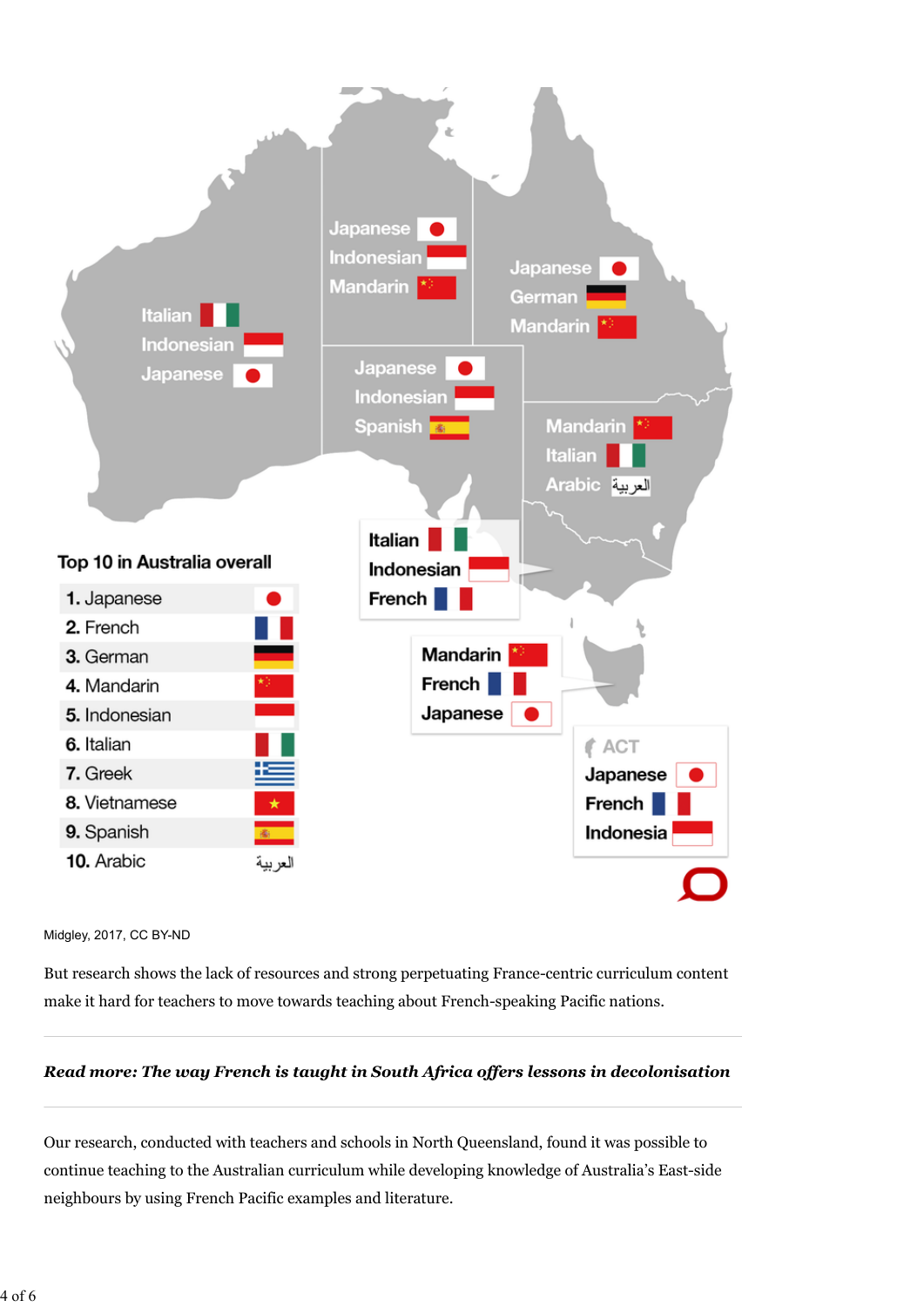| | |
|---|---|
| **Top 10 in Australia overall** | |
| 1. Japanese | |
| 2. French | |
| 3. German | |
| 4. Mandarin | |
| 5. Indonesian | |
| 6. Italian | |
| 7. Greek | |
| 8. Vietnamese | |
| 9. Spanish | |
| 10. Arabic | العربية |

Western Australia: Italian, Indonesian, Japanese

Northern Territory: Japanese, Indonesian, Mandarin

Queensland: Japanese, German, Mandarin

South Australia: Japanese, Indonesian, Spanish

New South Wales: Mandarin, Italian, Arabic (العربية)

Victoria: Italian, Indonesian, French

Tasmania: Mandarin, French, Japanese

ACT: Japanese, French, Indonesia

Midgley, 2017, CC BY-ND

But research shows the lack of resources and strong perpetuating France-centric curriculum content make it hard for teachers to move towards teaching about French-speaking Pacific nations.

***Read more: The way French is taught in South Africa offers lessons in decolonisation***

Our research, conducted with teachers and schools in North Queensland, found it was possible to continue teaching to the Australian curriculum while developing knowledge of Australia's East-side neighbours by using French Pacific examples and literature.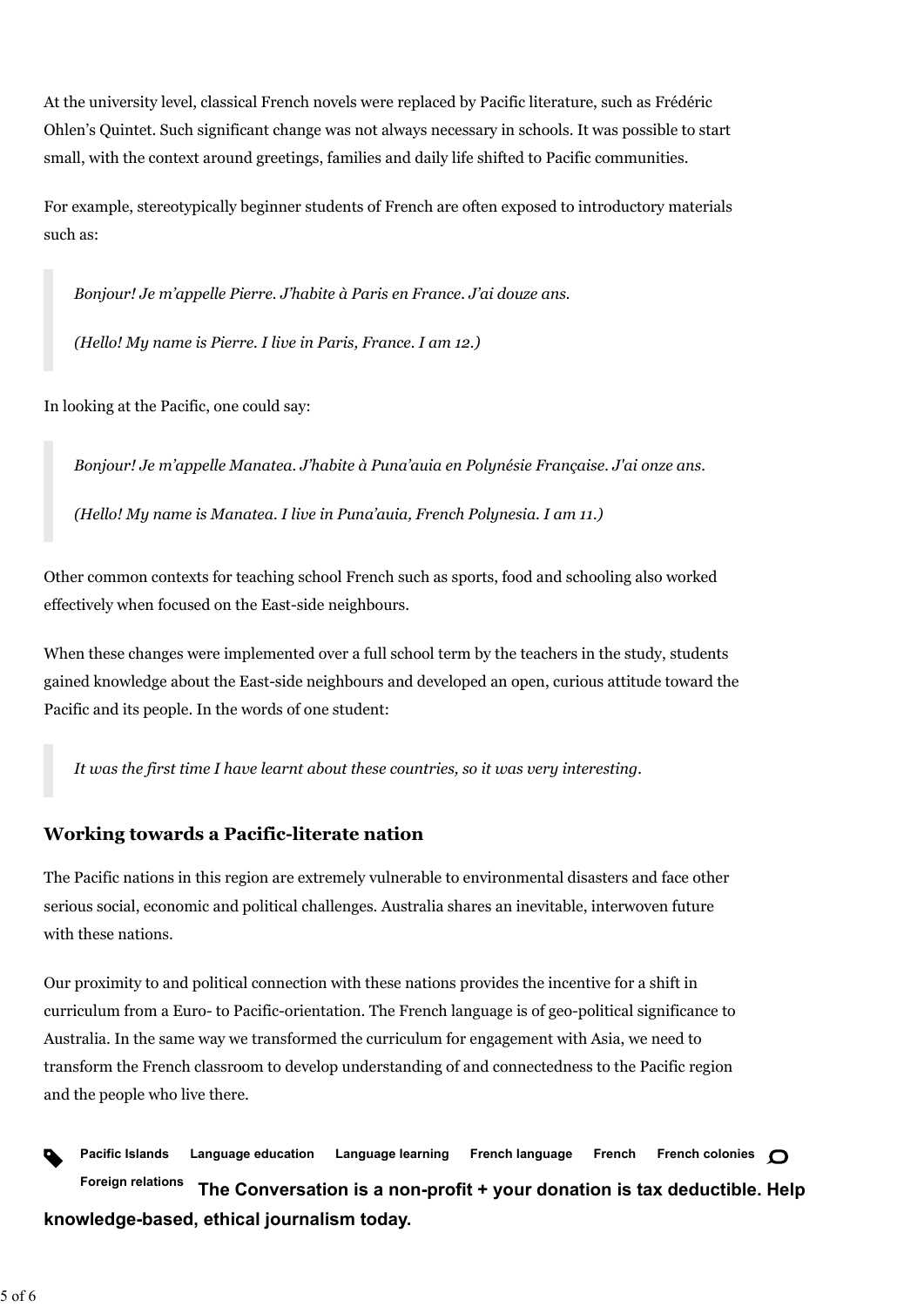At the university level, classical French novels were replaced by Pacific literature, such as Frédéric Ohlen's Quintet. Such significant change was not always necessary in schools. It was possible to start small, with the context around greetings, families and daily life shifted to Pacific communities.

For example, stereotypically beginner students of French are often exposed to introductory materials such as:

> *Bonjour! Je m'appelle Pierre. J'habite à Paris en France. J'ai douze ans.*
>
> *(Hello! My name is Pierre. I live in Paris, France. I am 12.)*

In looking at the Pacific, one could say:

> *Bonjour! Je m'appelle Manatea. J'habite à Puna'auia en Polynésie Française. J'ai onze ans.*
>
> *(Hello! My name is Manatea. I live in Puna'auia, French Polynesia. I am 11.)*

Other common contexts for teaching school French such as sports, food and schooling also worked effectively when focused on the East-side neighbours.

When these changes were implemented over a full school term by the teachers in the study, students gained knowledge about the East-side neighbours and developed an open, curious attitude toward the Pacific and its people. In the words of one student:

> *It was the first time I have learnt about these countries, so it was very interesting.*

### Working towards a Pacific-literate nation

The Pacific nations in this region are extremely vulnerable to environmental disasters and face other serious social, economic and political challenges. Australia shares an inevitable, interwoven future with these nations.

Our proximity to and political connection with these nations provides the incentive for a shift in curriculum from a Euro- to Pacific-orientation. The French language is of geo-political significance to Australia. In the same way we transformed the curriculum for engagement with Asia, we need to transform the French classroom to develop understanding of and connectedness to the Pacific region and the people who live there.

Pacific Islands | Language education | Language learning | French language | French | French colonies | Foreign relations

**The Conversation is a non-profit + your donation is tax deductible. Help knowledge-based, ethical journalism today.**